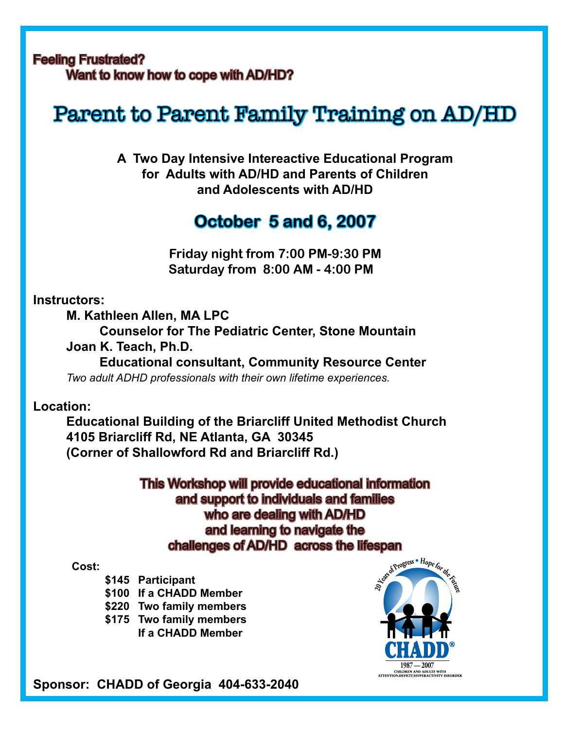**Feeling Frustrated?**
**Want to know how to cope with AD/HD?**

# Parent to Parent Family Training on AD/HD

**A Two Day Intensive Intereactive Educational Program for Adults with AD/HD and Parents of Children and Adolescents with AD/HD**

## October 5 and 6, 2007

**Friday night from 7:00 PM-9:30 PM**
**Saturday from 8:00 AM - 4:00 PM**

**Instructors:**

**M. Kathleen Allen, MA LPC**
**Counselor for The Pediatric Center, Stone Mountain**

**Joan K. Teach, Ph.D.**
**Educational consultant, Community Resource Center**

*Two adult ADHD professionals with their own lifetime experiences.*

**Location:**

**Educational Building of the Briarcliff United Methodist Church**
**4105 Briarcliff Rd, NE Atlanta, GA 30345**
**(Corner of Shallowford Rd and Briarcliff Rd.)**

**This Workshop will provide educational information and support to individuals and families who are dealing with AD/HD and learning to navigate the challenges of AD/HD across the lifespan**

**Cost:**

| | |
|---|---|
| $145 | Participant |
| $100 | If a CHADD Member |
| $220 | Two family members |
| $175 | Two family members If a CHADD Member |

20 Years of Progress • Hope for the Future
CHADD®
1987 — 2007
CHILDREN AND ADULTS WITH ATTENTION-DEFICIT/HYPERACTIVITY DISORDER

**Sponsor: CHADD of Georgia 404-633-2040**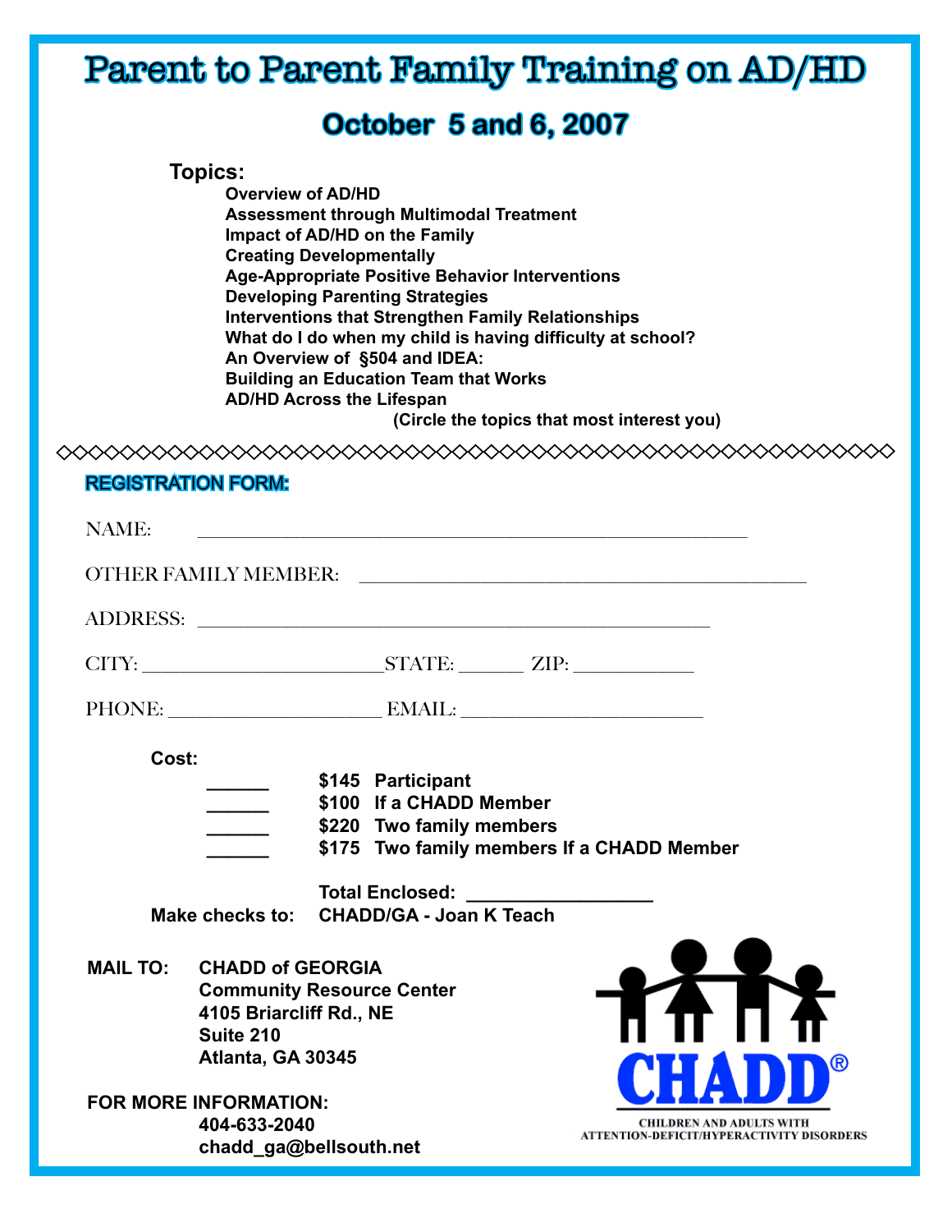# Parent to Parent Family Training on AD/HD

## October 5 and 6, 2007

**Topics:**

- **Overview of AD/HD**
- **Assessment through Multimodal Treatment**
- **Impact of AD/HD on the Family**
- **Creating Developmentally**
- **Age-Appropriate Positive Behavior Interventions**
- **Developing Parenting Strategies**
- **Interventions that Strengthen Family Relationships**
- **What do I do when my child is having difficulty at school?**
- **An Overview of §504 and IDEA:**
- **Building an Education Team that Works**
- **AD/HD Across the Lifespan**

**(Circle the topics that most interest you)**

◇◇◇◇◇◇◇◇◇◇◇◇◇◇◇◇◇◇◇◇◇◇◇◇◇◇◇◇◇◇◇◇◇◇◇◇◇◇◇◇◇◇◇◇◇◇◇◇◇◇◇◇◇◇◇◇

## REGISTRATION FORM:

NAME: ____________________________________________________________

OTHER FAMILY MEMBER: ________________________________________________

ADDRESS: _______________________________________________________

CITY: __________________________ STATE: _______ ZIP: _____________

PHONE: _______________________ EMAIL: ___________________________

**Cost:**

______ **$145 Participant**
______ **$100 If a CHADD Member**
______ **$220 Two family members**
______ **$175 Two family members If a CHADD Member**

**Total Enclosed: __________________**

**Make checks to: CHADD/GA - Joan K Teach**

**MAIL TO:** **CHADD of GEORGIA**
**Community Resource Center**
**4105 Briarcliff Rd., NE**
**Suite 210**
**Atlanta, GA 30345**

**FOR MORE INFORMATION:**
**404-633-2040**
**chadd_ga@bellsouth.net**

CHADD®
CHILDREN AND ADULTS WITH ATTENTION-DEFICIT/HYPERACTIVITY DISORDERS